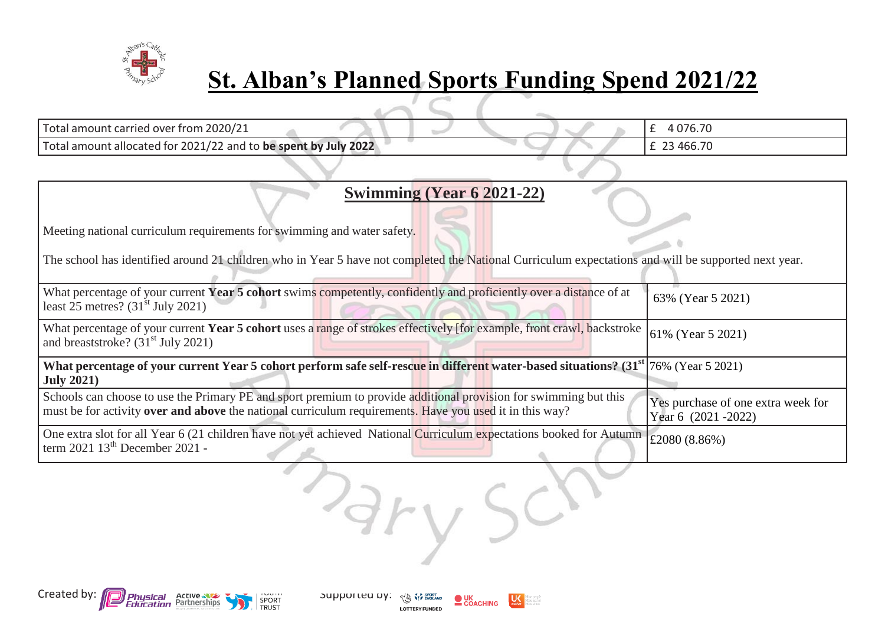# St. Alban's Planned Sports Funding Spend 2021/22

| | |
|---|---|
| Total amount carried over from 2020/21 | £ 4 076.70 |
| Total amount allocated for 2021/22 and to **be spent by July 2022** | £ 23 466.70 |

## Swimming (Year 6 2021-22)

Meeting national curriculum requirements for swimming and water safety.

The school has identified around 21 children who in Year 5 have not completed the National Curriculum expectations and will be supported next year.

| | |
|---|---|
| What percentage of your current **Year 5 cohort** swims competently, confidently and proficiently over a distance of at least 25 metres? (31st July 2021) | 63% (Year 5 2021) |
| What percentage of your current **Year 5 cohort** uses a range of strokes effectively [for example, front crawl, backstroke and breaststroke? (31st July 2021) | 61% (Year 5 2021) |
| **What percentage of your current Year 5 cohort perform safe self-rescue in different water-based situations? (31st July 2021)** | 76% (Year 5 2021) |
| Schools can choose to use the Primary PE and sport premium to provide additional provision for swimming but this must be for activity **over and above** the national curriculum requirements. Have you used it in this way? | Yes purchase of one extra week for Year 6 (2021 -2022) |
| One extra slot for all Year 6 (21 children have not yet achieved National Curriculum expectations booked for Autumn term 2021 13th December 2021 - | £2080 (8.86%) |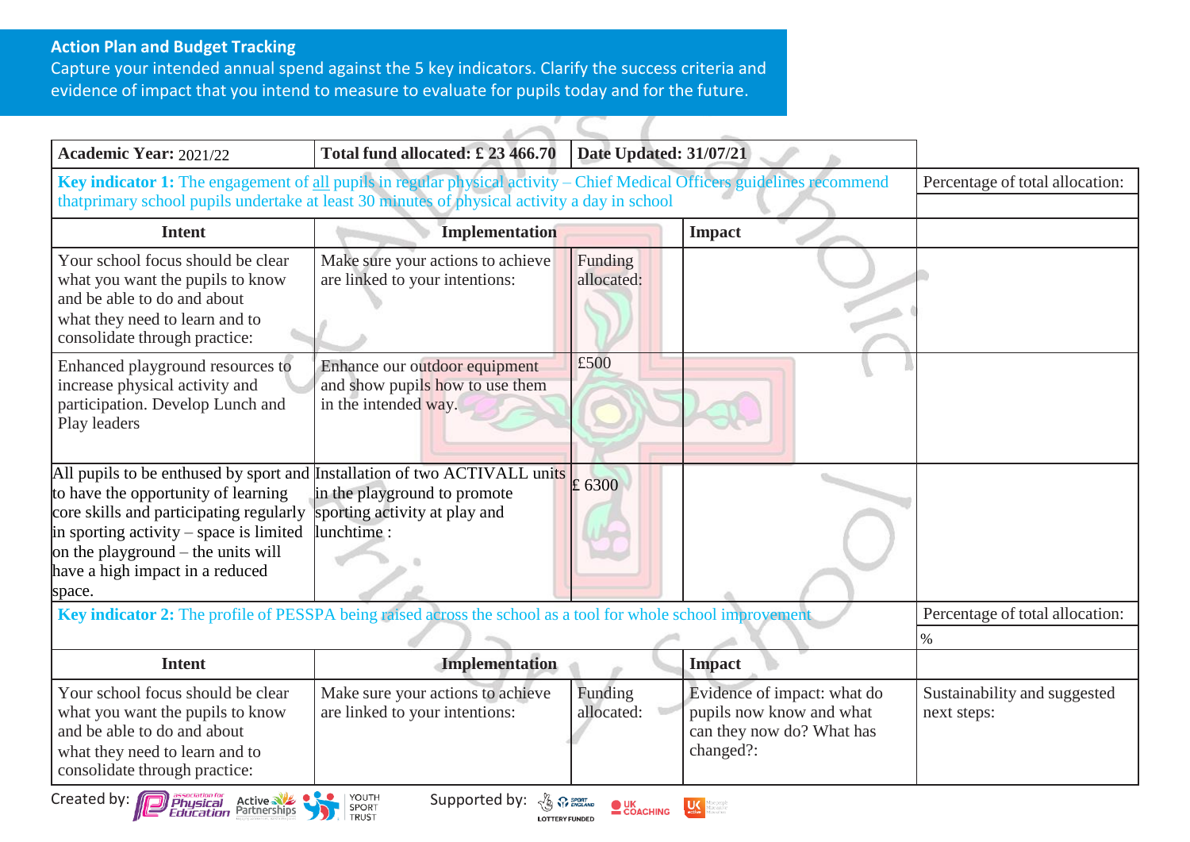## Action Plan and Budget Tracking

Capture your intended annual spend against the 5 key indicators. Clarify the success criteria and evidence of impact that you intend to measure to evaluate for pupils today and for the future.

| **Academic Year:** 2021/22 | **Total fund allocated: £ 23 466.70** | **Date Updated: 31/07/21** | | |
|---|---|---|---|---|
| **Key indicator 1:** The engagement of all pupils in regular physical activity – Chief Medical Officers guidelines recommend thatprimary school pupils undertake at least 30 minutes of physical activity a day in school | | | | Percentage of total allocation: |
| | | | | |
| **Intent** | **Implementation** | | **Impact** | |
| Your school focus should be clear what you want the pupils to know and be able to do and about what they need to learn and to consolidate through practice: | Make sure your actions to achieve are linked to your intentions: | Funding allocated: | | |
| Enhanced playground resources to increase physical activity and participation. Develop Lunch and Play leaders | Enhance our outdoor equipment and show pupils how to use them in the intended way. | £500 | | |
| All pupils to be enthused by sport and to have the opportunity of learning core skills and participating regularly in sporting activity – space is limited on the playground – the units will have a high impact in a reduced space. | Installation of two ACTIVALL units in the playground to promote sporting activity at play and lunchtime : | £ 6300 | | |
| **Key indicator 2:** The profile of PESSPA being raised across the school as a tool for whole school improvement | | | | Percentage of total allocation: |
| | | | | % |
| **Intent** | **Implementation** | | **Impact** | |
| Your school focus should be clear what you want the pupils to know and be able to do and about what they need to learn and to consolidate through practice: | Make sure your actions to achieve are linked to your intentions: | Funding allocated: | Evidence of impact: what do pupils now know and what can they now do? What has changed?: | Sustainability and suggested next steps: |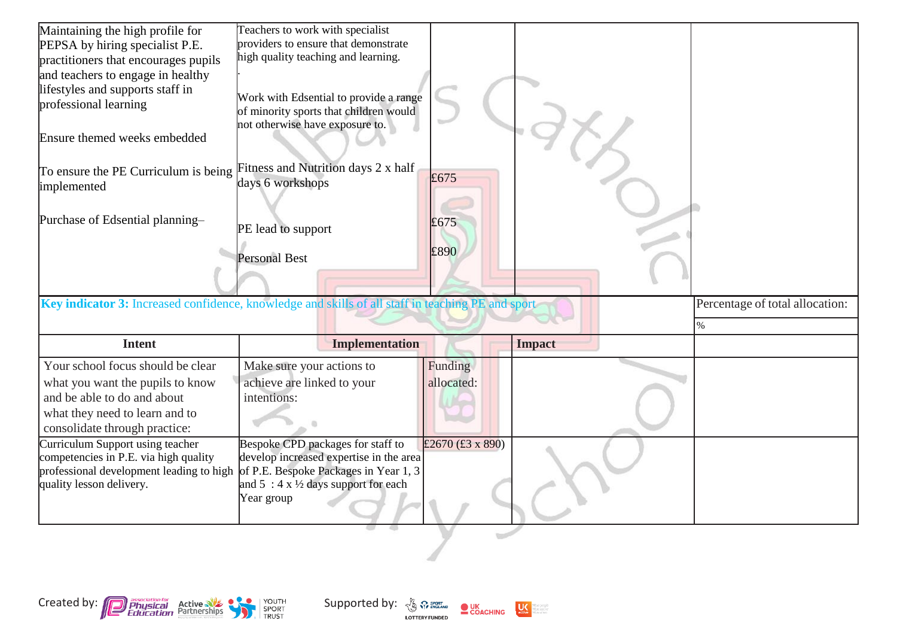| | | | | |
|---|---|---|---|---|
| Maintaining the high profile for PEPSA by hiring specialist P.E. practitioners that encourages pupils and teachers to engage in healthy lifestyles and supports staff in professional learning<br><br>Ensure themed weeks embedded<br><br>To ensure the PE Curriculum is being implemented<br><br>Purchase of Edsential planning– | Teachers to work with specialist providers to ensure that demonstrate high quality teaching and learning.<br>.<br>Work with Edsential to provide a range of minority sports that children would not otherwise have exposure to.<br><br>Fitness and Nutrition days 2 x half days 6 workshops<br><br>PE lead to support<br><br>Personal Best | <br><br><br><br><br>£675<br><br>£675<br><br>£890 | | |

| Key indicator 3: Increased confidence, knowledge and skills of all staff in teaching PE and sport | | | | Percentage of total allocation: |
|---|---|---|---|---|
| | | | | % |
| **Intent** | **Implementation** | | **Impact** | |
| Your school focus should be clear what you want the pupils to know and be able to do and about what they need to learn and to consolidate through practice: | Make sure your actions to achieve are linked to your intentions: | Funding allocated: | | |
| Curriculum Support using teacher competencies in P.E. via high quality professional development leading to high quality lesson delivery. | Bespoke CPD packages for staff to develop increased expertise in the area of P.E. Bespoke Packages in Year 1, 3 and 5 : 4 x ½ days support for each Year group | £2670 (£3 x 890) | | |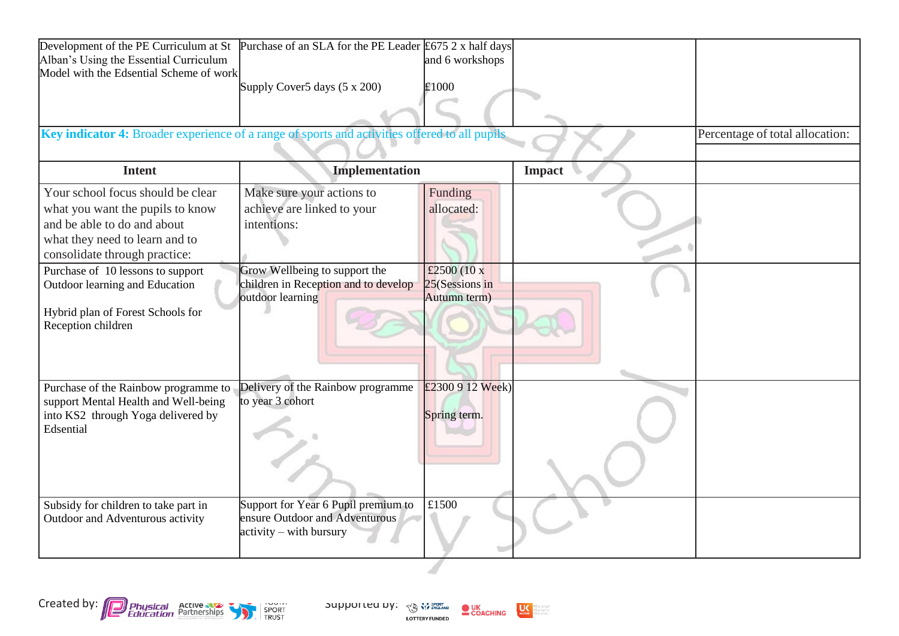| Intent | Implementation | Funding allocated | Impact | |
|---|---|---|---|---|
| Development of the PE Curriculum at St Alban's Using the Essential Curriculum Model with the Edsential Scheme of work | Purchase of an SLA for the PE Leader<br><br>Supply Cover5 days (5 x 200) | £675 2 x half days and 6 workshops<br><br>£1000 | | |

| **Key indicator 4:** Broader experience of a range of sports and activities offered to all pupils | | | | Percentage of total allocation: |
|---|---|---|---|---|
| | | | | |
| **Intent** | **Implementation** | | **Impact** | |
| Your school focus should be clear what you want the pupils to know and be able to do and about what they need to learn and to consolidate through practice: | Make sure your actions to achieve are linked to your intentions: | Funding allocated: | | |
| Purchase of 10 lessons to support Outdoor learning and Education<br><br>Hybrid plan of Forest Schools for Reception children | Grow Wellbeing to support the children in Reception and to develop outdoor learning | £2500 (10 x 25(Sessions in Autumn term) | | |
| Purchase of the Rainbow programme to support Mental Health and Well-being into KS2 through Yoga delivered by Edsential | Delivery of the Rainbow programme to year 3 cohort | £2300 9 12 Week)<br><br>Spring term. | | |
| Subsidy for children to take part in Outdoor and Adventurous activity | Support for Year 6 Pupil premium to ensure Outdoor and Adventurous activity – with bursury | £1500 | | |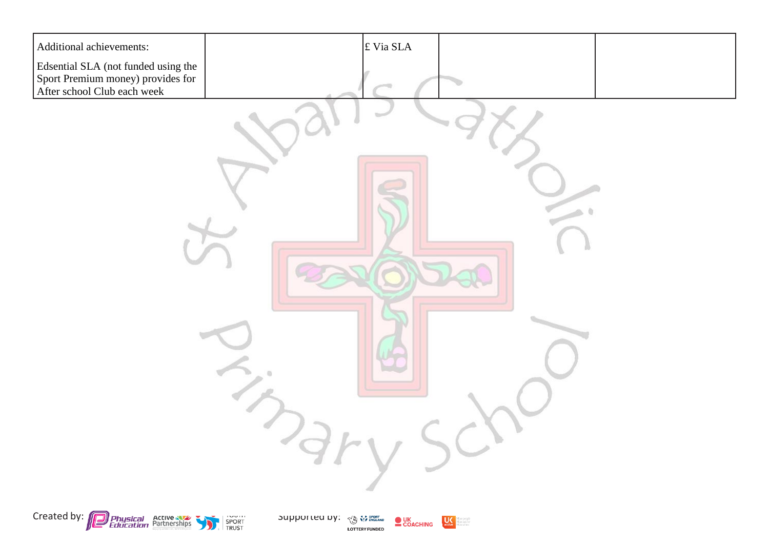| Additional achievements:<br><br>Edsential SLA (not funded using the Sport Premium money) provides for After school Club each week | | £ Via SLA | | |
|---|---|---|---|---|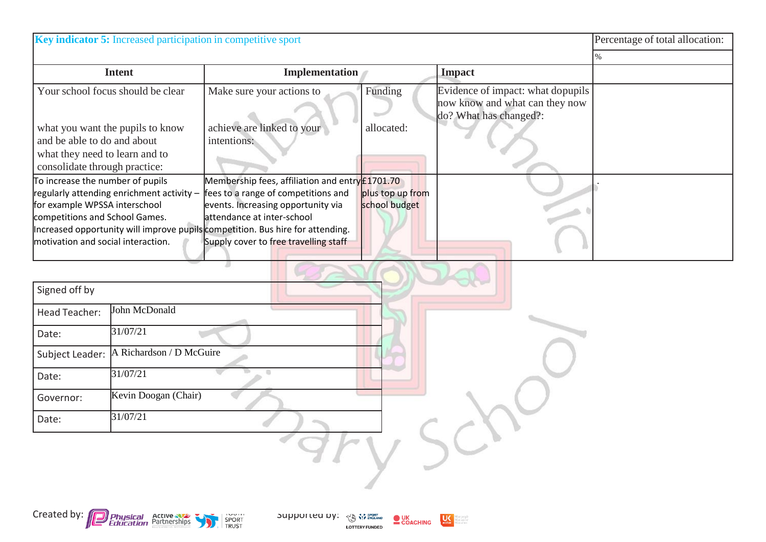| Key indicator 5: Increased participation in competitive sport | | | | Percentage of total allocation: |
|---|---|---|---|---|
| | | | | % |
| Intent | Implementation | | Impact | |
| Your school focus should be clear what you want the pupils to know and be able to do and about what they need to learn and to consolidate through practice: | Make sure your actions to achieve are linked to your intentions: | Funding allocated: | Evidence of impact: what dopupils now know and what can they now do? What has changed?: | |
| To increase the number of pupils regularly attending enrichment activity – for example WPSSA interschool competitions and School Games. Increased opportunity will improve pupils motivation and social interaction. | Membership fees, affiliation and entry fees to a range of competitions and events. Increasing opportunity via attendance at inter-school competition. Bus hire for attending. Supply cover to free travelling staff | £1701.70 plus top up from school budget | | . |

| Signed off by | |
|---|---|
| Head Teacher: | John McDonald |
| Date: | 31/07/21 |
| Subject Leader: | A Richardson / D McGuire |
| Date: | 31/07/21 |
| Governor: | Kevin Doogan (Chair) |
| Date: | 31/07/21 |